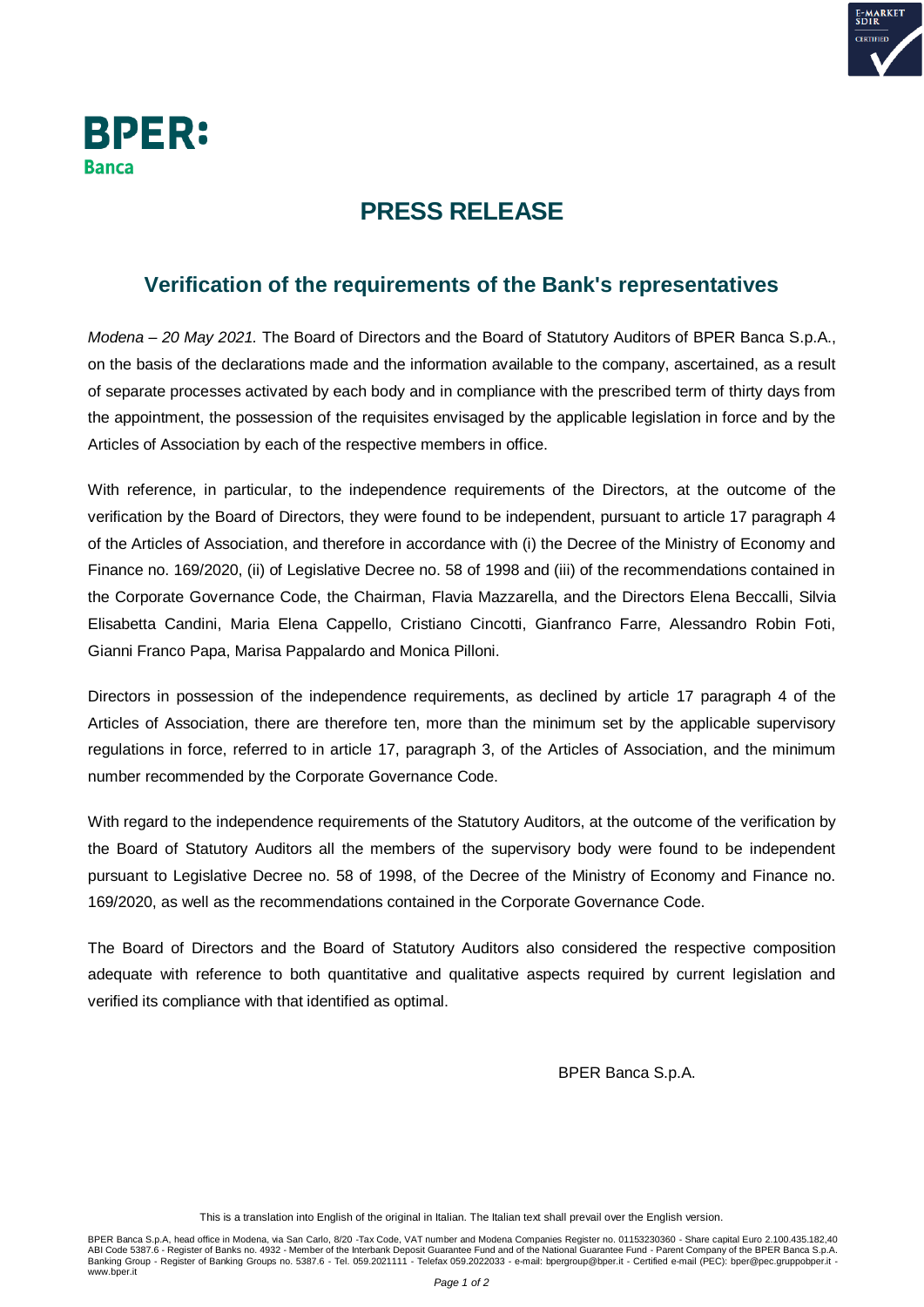# PRESS RELEASE

## Verification of the requirements of the Bank's representatives

*Modena – 20 May 2021.* The Board of Directors and the Board of Statutory Auditors of BPER Banca S.p.A., on the basis of the declarations made and the information available to the company, ascertained, as a result of separate processes activated by each body and in compliance with the prescribed term of thirty days from the appointment, the possession of the requisites envisaged by the applicable legislation in force and by the Articles of Association by each of the respective members in office.

With reference, in particular, to the independence requirements of the Directors, at the outcome of the verification by the Board of Directors, they were found to be independent, pursuant to article 17 paragraph 4 of the Articles of Association, and therefore in accordance with (i) the Decree of the Ministry of Economy and Finance no. 169/2020, (ii) of Legislative Decree no. 58 of 1998 and (iii) of the recommendations contained in the Corporate Governance Code, the Chairman, Flavia Mazzarella, and the Directors Elena Beccalli, Silvia Elisabetta Candini, Maria Elena Cappello, Cristiano Cincotti, Gianfranco Farre, Alessandro Robin Foti, Gianni Franco Papa, Marisa Pappalardo and Monica Pilloni.

Directors in possession of the independence requirements, as declined by article 17 paragraph 4 of the Articles of Association, there are therefore ten, more than the minimum set by the applicable supervisory regulations in force, referred to in article 17, paragraph 3, of the Articles of Association, and the minimum number recommended by the Corporate Governance Code.

With regard to the independence requirements of the Statutory Auditors, at the outcome of the verification by the Board of Statutory Auditors all the members of the supervisory body were found to be independent pursuant to Legislative Decree no. 58 of 1998, of the Decree of the Ministry of Economy and Finance no. 169/2020, as well as the recommendations contained in the Corporate Governance Code.

The Board of Directors and the Board of Statutory Auditors also considered the respective composition adequate with reference to both quantitative and qualitative aspects required by current legislation and verified its compliance with that identified as optimal.

BPER Banca S.p.A.

This is a translation into English of the original in Italian. The Italian text shall prevail over the English version.

BPER Banca S.p.A, head office in Modena, via San Carlo, 8/20 -Tax Code, VAT number and Modena Companies Register no. 01153230360 - Share capital Euro 2.100.435.182,40 ABI Code 5387.6 - Register of Banks no. 4932 - Member of the Interbank Deposit Guarantee Fund and of the National Guarantee Fund - Parent Company of the BPER Banca S.p.A. Banking Group - Register of Banking Groups no. 5387.6 - Tel. 059.2021111 - Telefax 059.2022033 - e-mail: bpergroup@bper.it - Certified e-mail (PEC): bper@pec.gruppobper.it - www.bper.it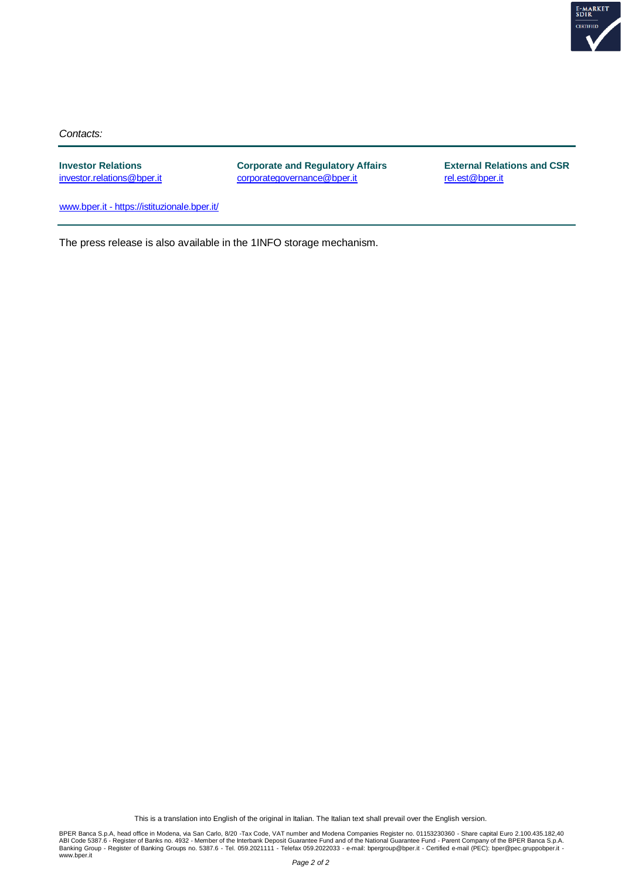*Contacts:*

**Investor Relations**
investor.relations@bper.it

**Corporate and Regulatory Affairs**
corporategovernance@bper.it

**External Relations and CSR**
rel.est@bper.it

www.bper.it - https://istituzionale.bper.it/

The press release is also available in the 1INFO storage mechanism.

This is a translation into English of the original in Italian. The Italian text shall prevail over the English version.

BPER Banca S.p.A, head office in Modena, via San Carlo, 8/20 -Tax Code, VAT number and Modena Companies Register no. 01153230360 - Share capital Euro 2.100.435.182,40 ABI Code 5387.6 - Register of Banks no. 4932 - Member of the Interbank Deposit Guarantee Fund and of the National Guarantee Fund - Parent Company of the BPER Banca S.p.A. Banking Group - Register of Banking Groups no. 5387.6 - Tel. 059.2021111 - Telefax 059.2022033 - e-mail: bpergroup@bper.it - Certified e-mail (PEC): bper@pec.gruppobper.it - www.bper.it